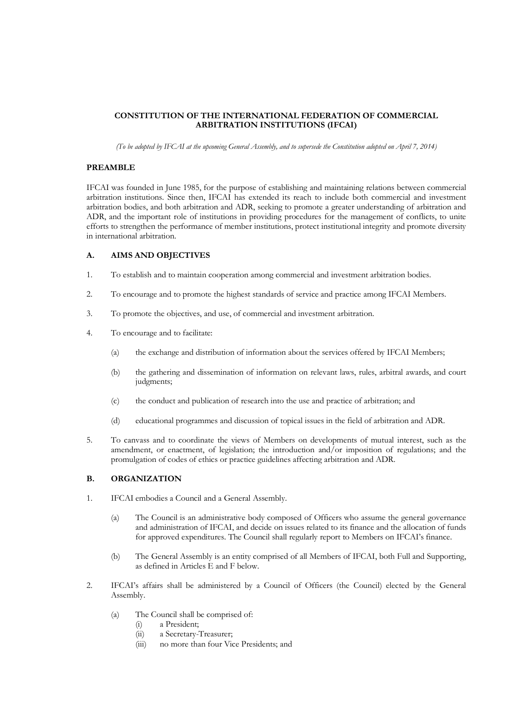# CONSTITUTION OF THE INTERNATIONAL FEDERATION OF COMMERCIAL ARBITRATION INSTITUTIONS (IFCAI)

*(To be adopted by IFCAI at the upcoming General Assembly, and to supersede the Constitution adopted on April 7, 2014)*

## PREAMBLE

IFCAI was founded in June 1985, for the purpose of establishing and maintaining relations between commercial arbitration institutions. Since then, IFCAI has extended its reach to include both commercial and investment arbitration bodies, and both arbitration and ADR, seeking to promote a greater understanding of arbitration and ADR, and the important role of institutions in providing procedures for the management of conflicts, to unite efforts to strengthen the performance of member institutions, protect institutional integrity and promote diversity in international arbitration.

## A. AIMS AND OBJECTIVES

1. To establish and to maintain cooperation among commercial and investment arbitration bodies.

2. To encourage and to promote the highest standards of service and practice among IFCAI Members.

3. To promote the objectives, and use, of commercial and investment arbitration.

4. To encourage and to facilitate:

   (a) the exchange and distribution of information about the services offered by IFCAI Members;

   (b) the gathering and dissemination of information on relevant laws, rules, arbitral awards, and court judgments;

   (c) the conduct and publication of research into the use and practice of arbitration; and

   (d) educational programmes and discussion of topical issues in the field of arbitration and ADR.

5. To canvass and to coordinate the views of Members on developments of mutual interest, such as the amendment, or enactment, of legislation; the introduction and/or imposition of regulations; and the promulgation of codes of ethics or practice guidelines affecting arbitration and ADR.

## B. ORGANIZATION

1. IFCAI embodies a Council and a General Assembly.

   (a) The Council is an administrative body composed of Officers who assume the general governance and administration of IFCAI, and decide on issues related to its finance and the allocation of funds for approved expenditures. The Council shall regularly report to Members on IFCAI's finance.

   (b) The General Assembly is an entity comprised of all Members of IFCAI, both Full and Supporting, as defined in Articles E and F below.

2. IFCAI's affairs shall be administered by a Council of Officers (the Council) elected by the General Assembly.

   (a) The Council shall be comprised of:
      - (i) a President;
      - (ii) a Secretary-Treasurer;
      - (iii) no more than four Vice Presidents; and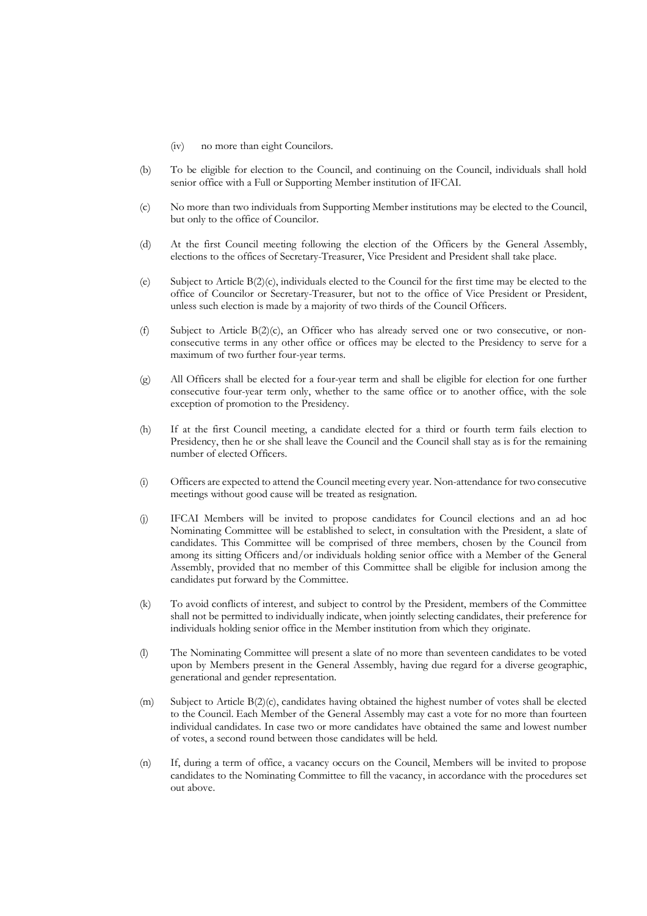(iv) no more than eight Councilors.

(b) To be eligible for election to the Council, and continuing on the Council, individuals shall hold senior office with a Full or Supporting Member institution of IFCAI.

(c) No more than two individuals from Supporting Member institutions may be elected to the Council, but only to the office of Councilor.

(d) At the first Council meeting following the election of the Officers by the General Assembly, elections to the offices of Secretary-Treasurer, Vice President and President shall take place.

(e) Subject to Article B(2)(c), individuals elected to the Council for the first time may be elected to the office of Councilor or Secretary-Treasurer, but not to the office of Vice President or President, unless such election is made by a majority of two thirds of the Council Officers.

(f) Subject to Article B(2)(c), an Officer who has already served one or two consecutive, or non-consecutive terms in any other office or offices may be elected to the Presidency to serve for a maximum of two further four-year terms.

(g) All Officers shall be elected for a four-year term and shall be eligible for election for one further consecutive four-year term only, whether to the same office or to another office, with the sole exception of promotion to the Presidency.

(h) If at the first Council meeting, a candidate elected for a third or fourth term fails election to Presidency, then he or she shall leave the Council and the Council shall stay as is for the remaining number of elected Officers.

(i) Officers are expected to attend the Council meeting every year. Non-attendance for two consecutive meetings without good cause will be treated as resignation.

(j) IFCAI Members will be invited to propose candidates for Council elections and an ad hoc Nominating Committee will be established to select, in consultation with the President, a slate of candidates. This Committee will be comprised of three members, chosen by the Council from among its sitting Officers and/or individuals holding senior office with a Member of the General Assembly, provided that no member of this Committee shall be eligible for inclusion among the candidates put forward by the Committee.

(k) To avoid conflicts of interest, and subject to control by the President, members of the Committee shall not be permitted to individually indicate, when jointly selecting candidates, their preference for individuals holding senior office in the Member institution from which they originate.

(l) The Nominating Committee will present a slate of no more than seventeen candidates to be voted upon by Members present in the General Assembly, having due regard for a diverse geographic, generational and gender representation.

(m) Subject to Article B(2)(c), candidates having obtained the highest number of votes shall be elected to the Council. Each Member of the General Assembly may cast a vote for no more than fourteen individual candidates. In case two or more candidates have obtained the same and lowest number of votes, a second round between those candidates will be held.

(n) If, during a term of office, a vacancy occurs on the Council, Members will be invited to propose candidates to the Nominating Committee to fill the vacancy, in accordance with the procedures set out above.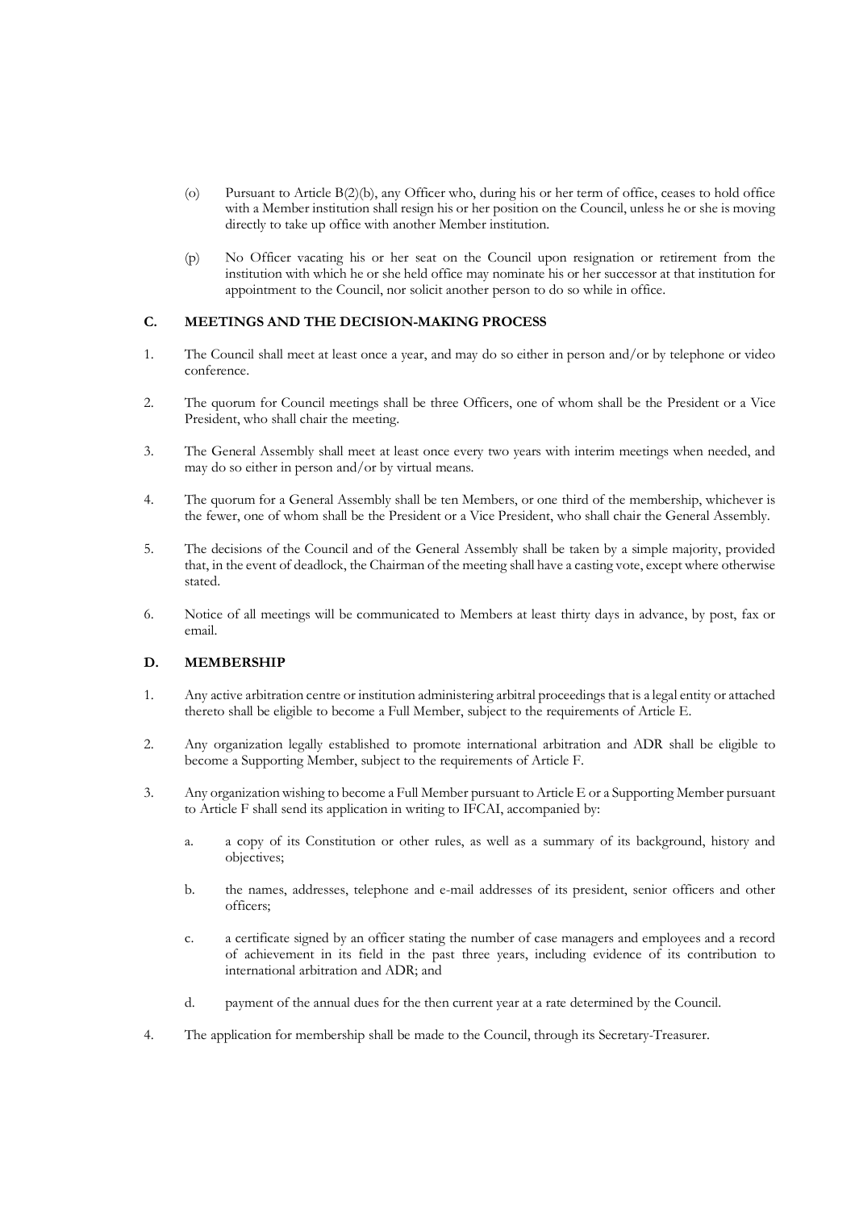(o) Pursuant to Article B(2)(b), any Officer who, during his or her term of office, ceases to hold office with a Member institution shall resign his or her position on the Council, unless he or she is moving directly to take up office with another Member institution.

(p) No Officer vacating his or her seat on the Council upon resignation or retirement from the institution with which he or she held office may nominate his or her successor at that institution for appointment to the Council, nor solicit another person to do so while in office.

## C. MEETINGS AND THE DECISION-MAKING PROCESS

1. The Council shall meet at least once a year, and may do so either in person and/or by telephone or video conference.

2. The quorum for Council meetings shall be three Officers, one of whom shall be the President or a Vice President, who shall chair the meeting.

3. The General Assembly shall meet at least once every two years with interim meetings when needed, and may do so either in person and/or by virtual means.

4. The quorum for a General Assembly shall be ten Members, or one third of the membership, whichever is the fewer, one of whom shall be the President or a Vice President, who shall chair the General Assembly.

5. The decisions of the Council and of the General Assembly shall be taken by a simple majority, provided that, in the event of deadlock, the Chairman of the meeting shall have a casting vote, except where otherwise stated.

6. Notice of all meetings will be communicated to Members at least thirty days in advance, by post, fax or email.

## D. MEMBERSHIP

1. Any active arbitration centre or institution administering arbitral proceedings that is a legal entity or attached thereto shall be eligible to become a Full Member, subject to the requirements of Article E.

2. Any organization legally established to promote international arbitration and ADR shall be eligible to become a Supporting Member, subject to the requirements of Article F.

3. Any organization wishing to become a Full Member pursuant to Article E or a Supporting Member pursuant to Article F shall send its application in writing to IFCAI, accompanied by:

   a. a copy of its Constitution or other rules, as well as a summary of its background, history and objectives;

   b. the names, addresses, telephone and e-mail addresses of its president, senior officers and other officers;

   c. a certificate signed by an officer stating the number of case managers and employees and a record of achievement in its field in the past three years, including evidence of its contribution to international arbitration and ADR; and

   d. payment of the annual dues for the then current year at a rate determined by the Council.

4. The application for membership shall be made to the Council, through its Secretary-Treasurer.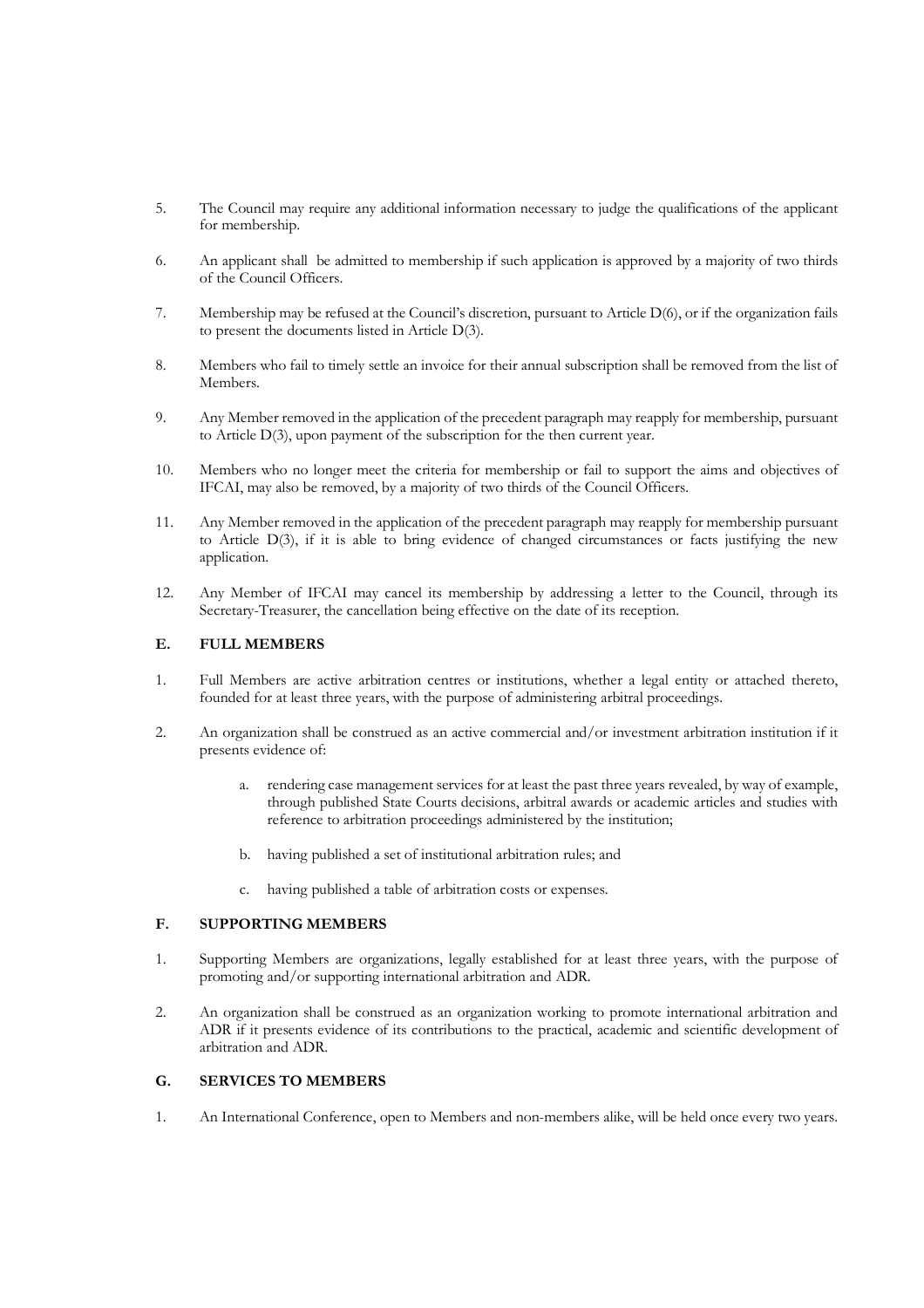5. The Council may require any additional information necessary to judge the qualifications of the applicant for membership.

6. An applicant shall be admitted to membership if such application is approved by a majority of two thirds of the Council Officers.

7. Membership may be refused at the Council's discretion, pursuant to Article D(6), or if the organization fails to present the documents listed in Article D(3).

8. Members who fail to timely settle an invoice for their annual subscription shall be removed from the list of Members.

9. Any Member removed in the application of the precedent paragraph may reapply for membership, pursuant to Article D(3), upon payment of the subscription for the then current year.

10. Members who no longer meet the criteria for membership or fail to support the aims and objectives of IFCAI, may also be removed, by a majority of two thirds of the Council Officers.

11. Any Member removed in the application of the precedent paragraph may reapply for membership pursuant to Article D(3), if it is able to bring evidence of changed circumstances or facts justifying the new application.

12. Any Member of IFCAI may cancel its membership by addressing a letter to the Council, through its Secretary-Treasurer, the cancellation being effective on the date of its reception.

## E. FULL MEMBERS

1. Full Members are active arbitration centres or institutions, whether a legal entity or attached thereto, founded for at least three years, with the purpose of administering arbitral proceedings.

2. An organization shall be construed as an active commercial and/or investment arbitration institution if it presents evidence of:

   a. rendering case management services for at least the past three years revealed, by way of example, through published State Courts decisions, arbitral awards or academic articles and studies with reference to arbitration proceedings administered by the institution;

   b. having published a set of institutional arbitration rules; and

   c. having published a table of arbitration costs or expenses.

## F. SUPPORTING MEMBERS

1. Supporting Members are organizations, legally established for at least three years, with the purpose of promoting and/or supporting international arbitration and ADR.

2. An organization shall be construed as an organization working to promote international arbitration and ADR if it presents evidence of its contributions to the practical, academic and scientific development of arbitration and ADR.

## G. SERVICES TO MEMBERS

1. An International Conference, open to Members and non-members alike, will be held once every two years.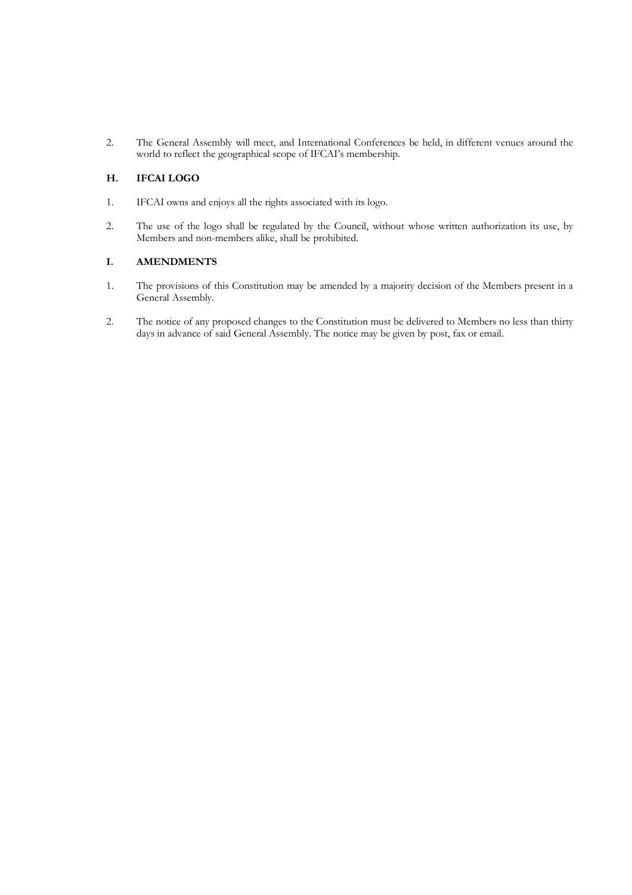2. The General Assembly will meet, and International Conferences be held, in different venues around the world to reflect the geographical scope of IFCAI's membership.

## H. IFCAI LOGO

1. IFCAI owns and enjoys all the rights associated with its logo.

2. The use of the logo shall be regulated by the Council, without whose written authorization its use, by Members and non-members alike, shall be prohibited.

## I. AMENDMENTS

1. The provisions of this Constitution may be amended by a majority decision of the Members present in a General Assembly.

2. The notice of any proposed changes to the Constitution must be delivered to Members no less than thirty days in advance of said General Assembly. The notice may be given by post, fax or email.